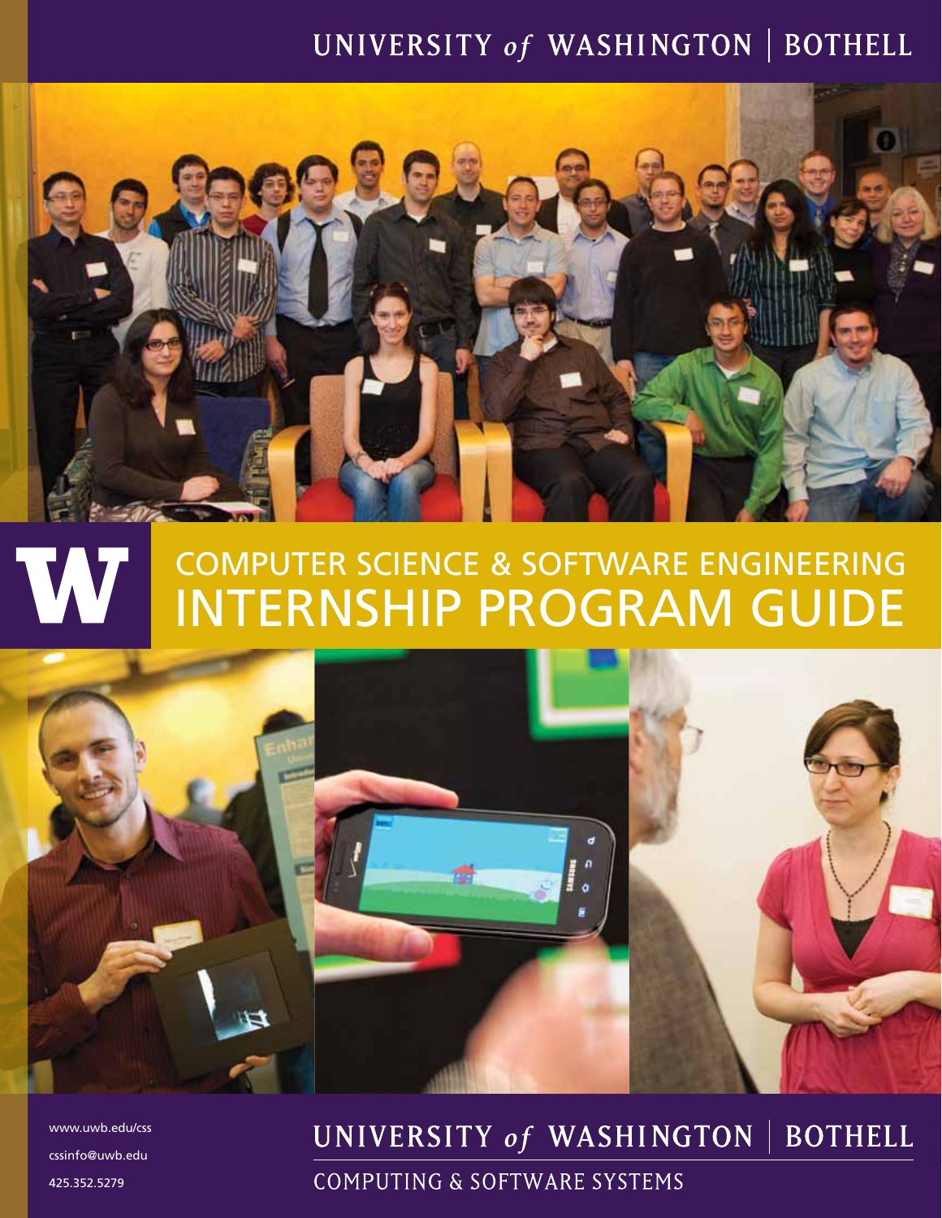UNIVERSITY *of* WASHINGTON | BOTHELL

# COMPUTER SCIENCE & SOFTWARE ENGINEERING INTERNSHIP PROGRAM GUIDE

www.uwb.edu/css

cssinfo@uwb.edu

425.352.5279

UNIVERSITY *of* WASHINGTON | BOTHELL

COMPUTING & SOFTWARE SYSTEMS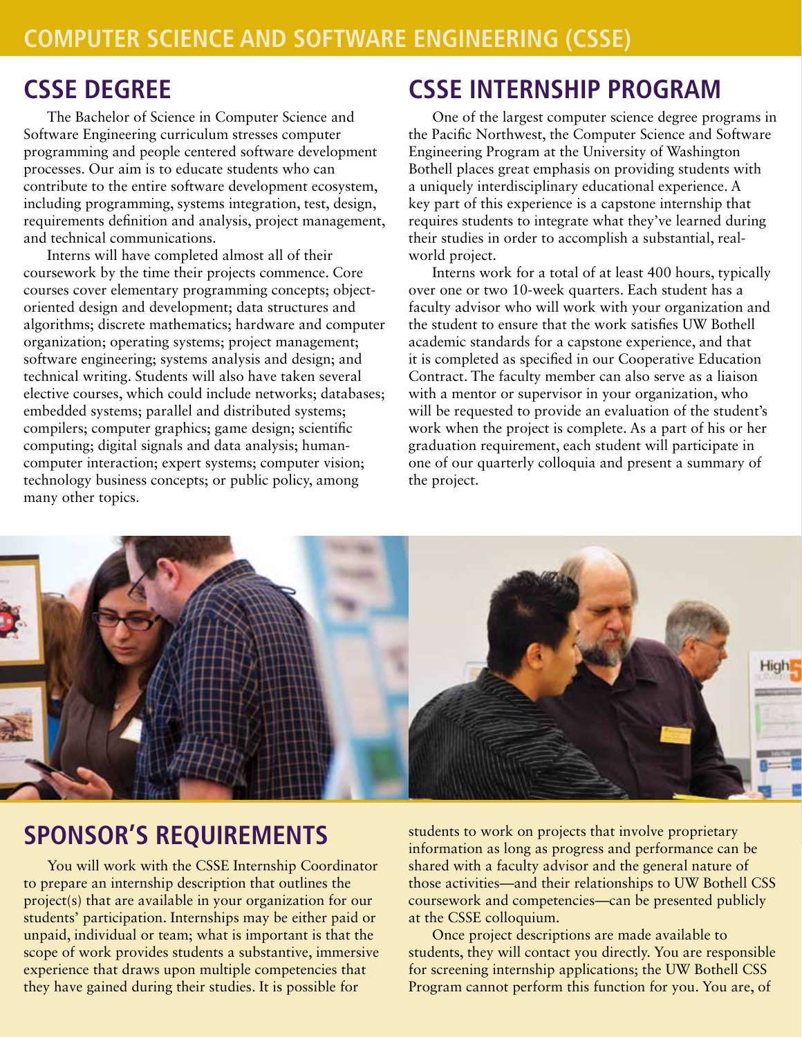# COMPUTER SCIENCE AND SOFTWARE ENGINEERING (CSSE)

## CSSE DEGREE

The Bachelor of Science in Computer Science and Software Engineering curriculum stresses computer programming and people centered software development processes. Our aim is to educate students who can contribute to the entire software development ecosystem, including programming, systems integration, test, design, requirements definition and analysis, project management, and technical communications.

Interns will have completed almost all of their coursework by the time their projects commence. Core courses cover elementary programming concepts; object-oriented design and development; data structures and algorithms; discrete mathematics; hardware and computer organization; operating systems; project management; software engineering; systems analysis and design; and technical writing. Students will also have taken several elective courses, which could include networks; databases; embedded systems; parallel and distributed systems; compilers; computer graphics; game design; scientific computing; digital signals and data analysis; human-computer interaction; expert systems; computer vision; technology business concepts; or public policy, among many other topics.

## CSSE INTERNSHIP PROGRAM

One of the largest computer science degree programs in the Pacific Northwest, the Computer Science and Software Engineering Program at the University of Washington Bothell places great emphasis on providing students with a uniquely interdisciplinary educational experience. A key part of this experience is a capstone internship that requires students to integrate what they've learned during their studies in order to accomplish a substantial, real-world project.

Interns work for a total of at least 400 hours, typically over one or two 10-week quarters. Each student has a faculty advisor who will work with your organization and the student to ensure that the work satisfies UW Bothell academic standards for a capstone experience, and that it is completed as specified in our Cooperative Education Contract. The faculty member can also serve as a liaison with a mentor or supervisor in your organization, who will be requested to provide an evaluation of the student's work when the project is complete. As a part of his or her graduation requirement, each student will participate in one of our quarterly colloquia and present a summary of the project.

## SPONSOR'S REQUIREMENTS

You will work with the CSSE Internship Coordinator to prepare an internship description that outlines the project(s) that are available in your organization for our students' participation. Internships may be either paid or unpaid, individual or team; what is important is that the scope of work provides students a substantive, immersive experience that draws upon multiple competencies that they have gained during their studies. It is possible for students to work on projects that involve proprietary information as long as progress and performance can be shared with a faculty advisor and the general nature of those activities—and their relationships to UW Bothell CSS coursework and competencies—can be presented publicly at the CSSE colloquium.

Once project descriptions are made available to students, they will contact you directly. You are responsible for screening internship applications; the UW Bothell CSS Program cannot perform this function for you. You are, of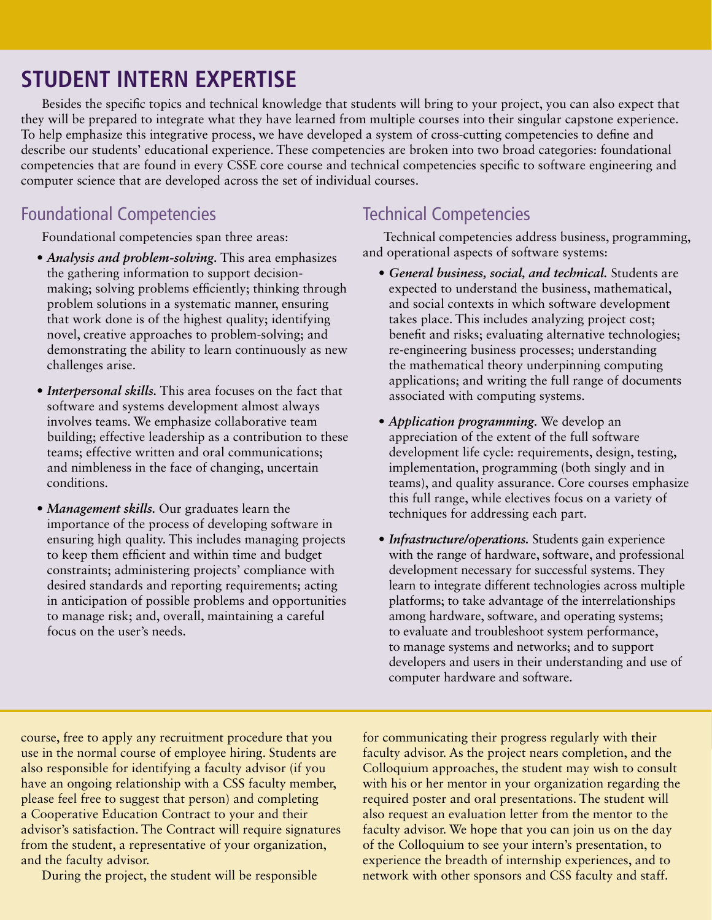# STUDENT INTERN EXPERTISE

Besides the specific topics and technical knowledge that students will bring to your project, you can also expect that they will be prepared to integrate what they have learned from multiple courses into their singular capstone experience. To help emphasize this integrative process, we have developed a system of cross-cutting competencies to define and describe our students' educational experience. These competencies are broken into two broad categories: foundational competencies that are found in every CSSE core course and technical competencies specific to software engineering and computer science that are developed across the set of individual courses.

## Foundational Competencies

Foundational competencies span three areas:

- ***Analysis and problem-solving.*** This area emphasizes the gathering information to support decision-making; solving problems efficiently; thinking through problem solutions in a systematic manner, ensuring that work done is of the highest quality; identifying novel, creative approaches to problem-solving; and demonstrating the ability to learn continuously as new challenges arise.
- ***Interpersonal skills.*** This area focuses on the fact that software and systems development almost always involves teams. We emphasize collaborative team building; effective leadership as a contribution to these teams; effective written and oral communications; and nimbleness in the face of changing, uncertain conditions.
- ***Management skills.*** Our graduates learn the importance of the process of developing software in ensuring high quality. This includes managing projects to keep them efficient and within time and budget constraints; administering projects' compliance with desired standards and reporting requirements; acting in anticipation of possible problems and opportunities to manage risk; and, overall, maintaining a careful focus on the user's needs.

## Technical Competencies

Technical competencies address business, programming, and operational aspects of software systems:

- ***General business, social, and technical.*** Students are expected to understand the business, mathematical, and social contexts in which software development takes place. This includes analyzing project cost; benefit and risks; evaluating alternative technologies; re-engineering business processes; understanding the mathematical theory underpinning computing applications; and writing the full range of documents associated with computing systems.
- ***Application programming.*** We develop an appreciation of the extent of the full software development life cycle: requirements, design, testing, implementation, programming (both singly and in teams), and quality assurance. Core courses emphasize this full range, while electives focus on a variety of techniques for addressing each part.
- ***Infrastructure/operations.*** Students gain experience with the range of hardware, software, and professional development necessary for successful systems. They learn to integrate different technologies across multiple platforms; to take advantage of the interrelationships among hardware, software, and operating systems; to evaluate and troubleshoot system performance, to manage systems and networks; and to support developers and users in their understanding and use of computer hardware and software.

course, free to apply any recruitment procedure that you use in the normal course of employee hiring. Students are also responsible for identifying a faculty advisor (if you have an ongoing relationship with a CSS faculty member, please feel free to suggest that person) and completing a Cooperative Education Contract to your and their advisor's satisfaction. The Contract will require signatures from the student, a representative of your organization, and the faculty advisor.

During the project, the student will be responsible for communicating their progress regularly with their faculty advisor. As the project nears completion, and the Colloquium approaches, the student may wish to consult with his or her mentor in your organization regarding the required poster and oral presentations. The student will also request an evaluation letter from the mentor to the faculty advisor. We hope that you can join us on the day of the Colloquium to see your intern's presentation, to experience the breadth of internship experiences, and to network with other sponsors and CSS faculty and staff.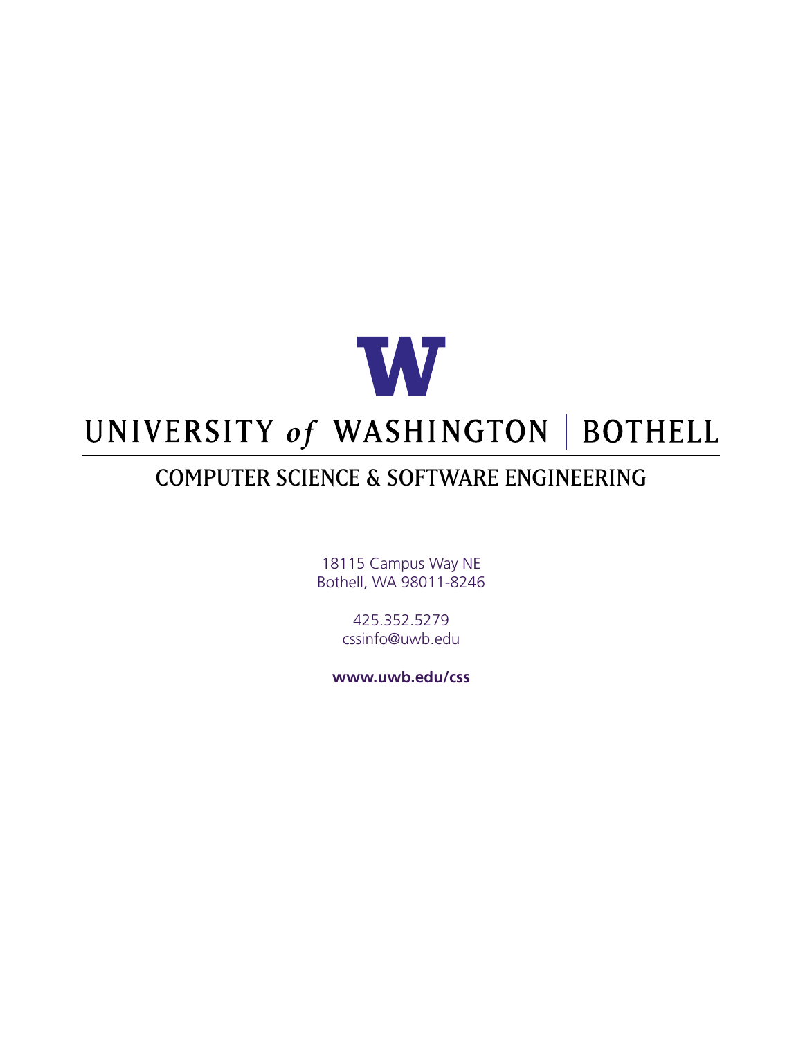W

UNIVERSITY *of* WASHINGTON | BOTHELL

COMPUTER SCIENCE & SOFTWARE ENGINEERING

18115 Campus Way NE
Bothell, WA 98011-8246

425.352.5279
cssinfo@uwb.edu

**www.uwb.edu/css**